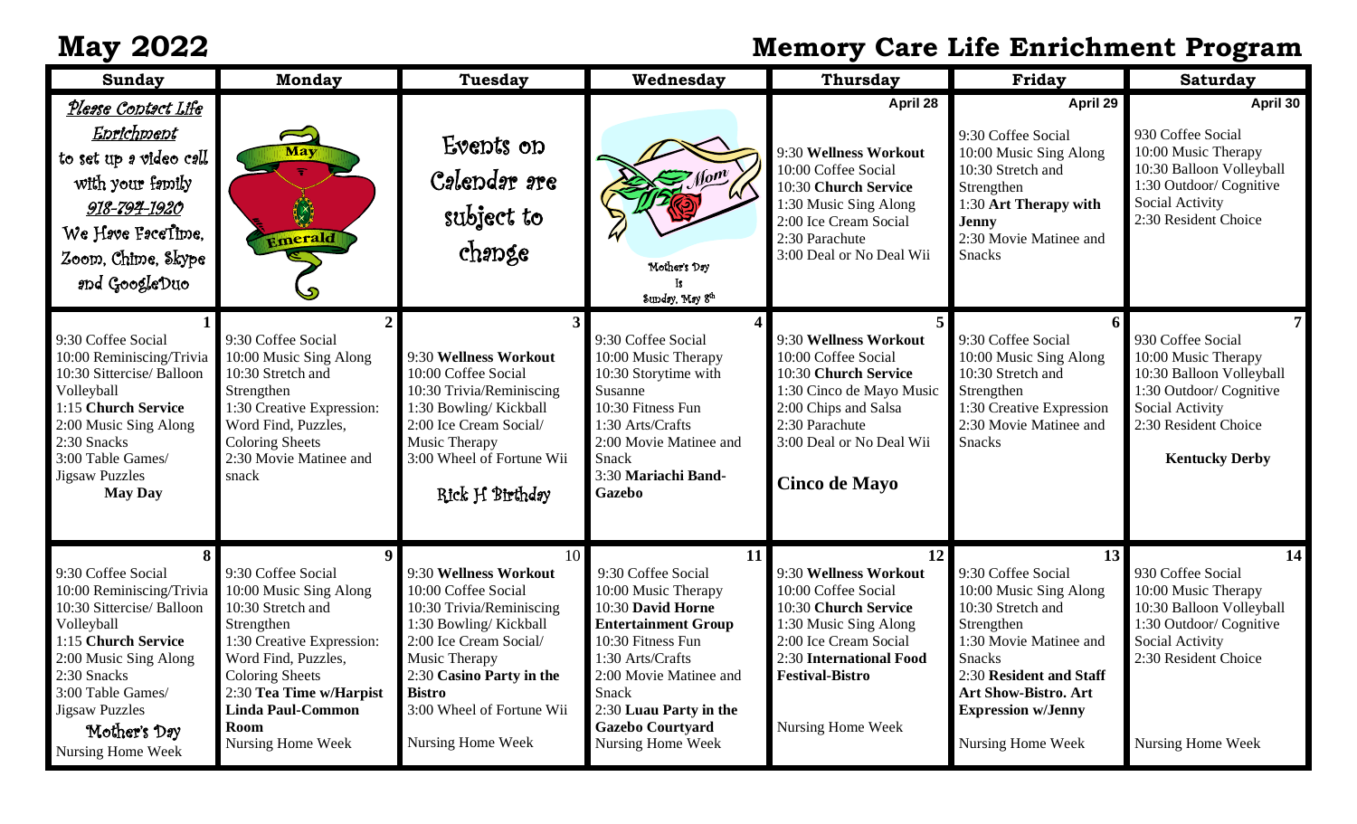# May 2022

# Memory Care Life Enrichment Program

| Sunday | Monday | Tuesday | Wednesday | Thursday | Friday | Saturday |
|---|---|---|---|---|---|---|
| Please Contact Life Enrichment to set up a video call with your family 918-794-1920 We Have FaceTime, Zoom, Chime, Skype and GoogleDuo | May Emerald | Events on Calendar are subject to change | Mom Mother's Day Is Sunday, May 8th | **April 28** 9:30 **Wellness Workout** 10:00 Coffee Social 10:30 **Church Service** 1:30 Music Sing Along 2:00 Ice Cream Social 2:30 Parachute 3:00 Deal or No Deal Wii | **April 29** 9:30 Coffee Social 10:00 Music Sing Along 10:30 Stretch and Strengthen 1:30 **Art Therapy with Jenny** 2:30 Movie Matinee and Snacks | **April 30** 930 Coffee Social 10:00 Music Therapy 10:30 Balloon Volleyball 1:30 Outdoor/ Cognitive Social Activity 2:30 Resident Choice |
| **1** 9:30 Coffee Social 10:00 Reminiscing/Trivia 10:30 Sittercise/ Balloon Volleyball 1:15 **Church Service** 2:00 Music Sing Along 2:30 Snacks 3:00 Table Games/ Jigsaw Puzzles **May Day** | **2** 9:30 Coffee Social 10:00 Music Sing Along 10:30 Stretch and Strengthen 1:30 Creative Expression: Word Find, Puzzles, Coloring Sheets 2:30 Movie Matinee and snack | **3** 9:30 **Wellness Workout** 10:00 Coffee Social 10:30 Trivia/Reminiscing 1:30 Bowling/ Kickball 2:00 Ice Cream Social/ Music Therapy 3:00 Wheel of Fortune Wii Rick H Birthday | **4** 9:30 Coffee Social 10:00 Music Therapy 10:30 Storytime with Susanne 10:30 Fitness Fun 1:30 Arts/Crafts 2:00 Movie Matinee and Snack 3:30 **Mariachi Band-Gazebo** | **5** 9:30 **Wellness Workout** 10:00 Coffee Social 10:30 **Church Service** 1:30 Cinco de Mayo Music 2:00 Chips and Salsa 2:30 Parachute 3:00 Deal or No Deal Wii **Cinco de Mayo** | **6** 9:30 Coffee Social 10:00 Music Sing Along 10:30 Stretch and Strengthen 1:30 Creative Expression 2:30 Movie Matinee and Snacks | **7** 930 Coffee Social 10:00 Music Therapy 10:30 Balloon Volleyball 1:30 Outdoor/ Cognitive Social Activity 2:30 Resident Choice **Kentucky Derby** |
| **8** 9:30 Coffee Social 10:00 Reminiscing/Trivia 10:30 Sittercise/ Balloon Volleyball 1:15 **Church Service** 2:00 Music Sing Along 2:30 Snacks 3:00 Table Games/ Jigsaw Puzzles Mother's Day Nursing Home Week | **9** 9:30 Coffee Social 10:00 Music Sing Along 10:30 Stretch and Strengthen 1:30 Creative Expression: Word Find, Puzzles, Coloring Sheets 2:30 **Tea Time w/Harpist Linda Paul-Common Room** Nursing Home Week | **10** 9:30 **Wellness Workout** 10:00 Coffee Social 10:30 Trivia/Reminiscing 1:30 Bowling/ Kickball 2:00 Ice Cream Social/ Music Therapy 2:30 **Casino Party in the Bistro** 3:00 Wheel of Fortune Wii Nursing Home Week | **11** 9:30 Coffee Social 10:00 Music Therapy 10:30 **David Horne Entertainment Group** 10:30 Fitness Fun 1:30 Arts/Crafts 2:00 Movie Matinee and Snack 2:30 **Luau Party in the Gazebo Courtyard** Nursing Home Week | **12** 9:30 **Wellness Workout** 10:00 Coffee Social 10:30 **Church Service** 1:30 Music Sing Along 2:00 Ice Cream Social 2:30 **International Food Festival-Bistro** Nursing Home Week | **13** 9:30 Coffee Social 10:00 Music Sing Along 10:30 Stretch and Strengthen 1:30 Movie Matinee and Snacks 2:30 **Resident and Staff Art Show-Bistro. Art Expression w/Jenny** Nursing Home Week | **14** 930 Coffee Social 10:00 Music Therapy 10:30 Balloon Volleyball 1:30 Outdoor/ Cognitive Social Activity 2:30 Resident Choice Nursing Home Week |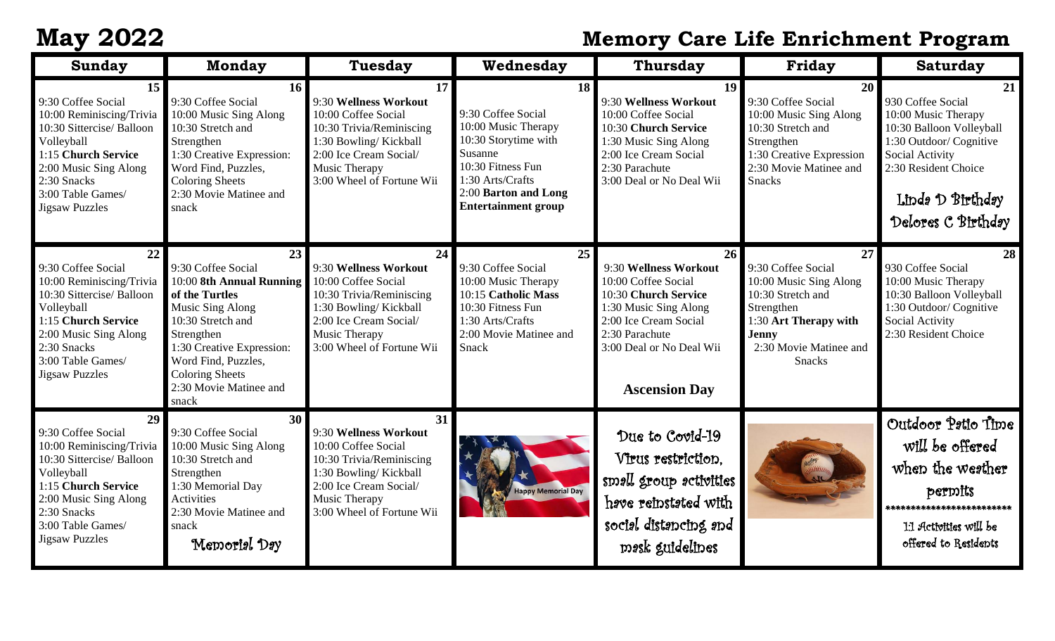# May 2022

## Memory Care Life Enrichment Program

| Sunday | Monday | Tuesday | Wednesday | Thursday | Friday | Saturday |
|---|---|---|---|---|---|---|
| **15**<br>9:30 Coffee Social<br>10:00 Reminiscing/Trivia<br>10:30 Sittercise/ Balloon Volleyball<br>1:15 **Church Service**<br>2:00 Music Sing Along<br>2:30 Snacks<br>3:00 Table Games/ Jigsaw Puzzles | **16**<br>9:30 Coffee Social<br>10:00 Music Sing Along<br>10:30 Stretch and Strengthen<br>1:30 Creative Expression: Word Find, Puzzles, Coloring Sheets<br>2:30 Movie Matinee and snack | **17**<br>9:30 **Wellness Workout**<br>10:00 Coffee Social<br>10:30 Trivia/Reminiscing<br>1:30 Bowling/ Kickball<br>2:00 Ice Cream Social/ Music Therapy<br>3:00 Wheel of Fortune Wii | **18**<br>9:30 Coffee Social<br>10:00 Music Therapy<br>10:30 Storytime with Susanne<br>10:30 Fitness Fun<br>1:30 Arts/Crafts<br>2:00 **Barton and Long Entertainment group** | **19**<br>9:30 **Wellness Workout**<br>10:00 Coffee Social<br>10:30 **Church Service**<br>1:30 Music Sing Along<br>2:00 Ice Cream Social<br>2:30 Parachute<br>3:00 Deal or No Deal Wii | **20**<br>9:30 Coffee Social<br>10:00 Music Sing Along<br>10:30 Stretch and Strengthen<br>1:30 Creative Expression<br>2:30 Movie Matinee and Snacks | **21**<br>930 Coffee Social<br>10:00 Music Therapy<br>10:30 Balloon Volleyball<br>1:30 Outdoor/ Cognitive Social Activity<br>2:30 Resident Choice<br><br>Linda D Birthday<br>Delores C Birthday |
| **22**<br>9:30 Coffee Social<br>10:00 Reminiscing/Trivia<br>10:30 Sittercise/ Balloon Volleyball<br>1:15 **Church Service**<br>2:00 Music Sing Along<br>2:30 Snacks<br>3:00 Table Games/ Jigsaw Puzzles | **23**<br>9:30 Coffee Social<br>10:00 **8th Annual Running of the Turtles**<br>Music Sing Along<br>10:30 Stretch and Strengthen<br>1:30 Creative Expression: Word Find, Puzzles, Coloring Sheets<br>2:30 Movie Matinee and snack | **24**<br>9:30 **Wellness Workout**<br>10:00 Coffee Social<br>10:30 Trivia/Reminiscing<br>1:30 Bowling/ Kickball<br>2:00 Ice Cream Social/ Music Therapy<br>3:00 Wheel of Fortune Wii | **25**<br>9:30 Coffee Social<br>10:00 Music Therapy<br>10:15 **Catholic Mass**<br>10:30 Fitness Fun<br>1:30 Arts/Crafts<br>2:00 Movie Matinee and Snack | **26**<br>9:30 **Wellness Workout**<br>10:00 Coffee Social<br>10:30 **Church Service**<br>1:30 Music Sing Along<br>2:00 Ice Cream Social<br>2:30 Parachute<br>3:00 Deal or No Deal Wii<br><br>**Ascension Day** | **27**<br>9:30 Coffee Social<br>10:00 Music Sing Along<br>10:30 Stretch and Strengthen<br>1:30 **Art Therapy with Jenny**<br>2:30 Movie Matinee and Snacks | **28**<br>930 Coffee Social<br>10:00 Music Therapy<br>10:30 Balloon Volleyball<br>1:30 Outdoor/ Cognitive Social Activity<br>2:30 Resident Choice |
| **29**<br>9:30 Coffee Social<br>10:00 Reminiscing/Trivia<br>10:30 Sittercise/ Balloon Volleyball<br>1:15 **Church Service**<br>2:00 Music Sing Along<br>2:30 Snacks<br>3:00 Table Games/ Jigsaw Puzzles | **30**<br>9:30 Coffee Social<br>10:00 Music Sing Along<br>10:30 Stretch and Strengthen<br>1:30 Memorial Day Activities<br>2:30 Movie Matinee and snack<br><br>Memorial Day | **31**<br>9:30 **Wellness Workout**<br>10:00 Coffee Social<br>10:30 Trivia/Reminiscing<br>1:30 Bowling/ Kickball<br>2:00 Ice Cream Social/ Music Therapy<br>3:00 Wheel of Fortune Wii | Happy Memorial Day | Due to Covid-19 Virus restriction, small group activities have reinstated with social distancing and mask guidelines | | Outdoor Patio Time will be offered when the weather permits<br>************************<br>1:1 Activities will be offered to Residents |